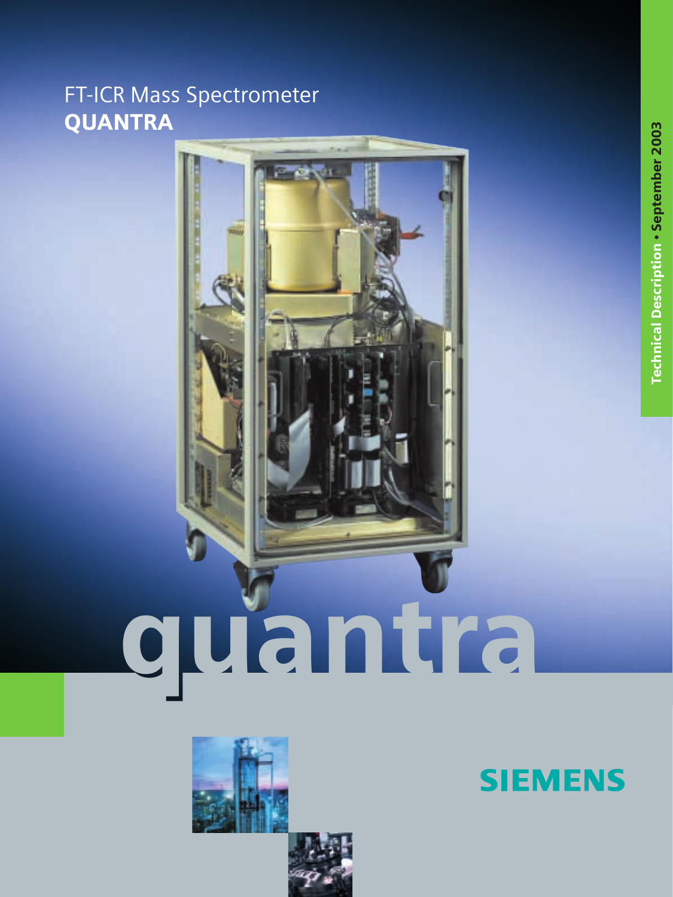FT-ICR Mass Spectrometer
**QUANTRA**

Technical Description • September 2003

quantra

SIEMENS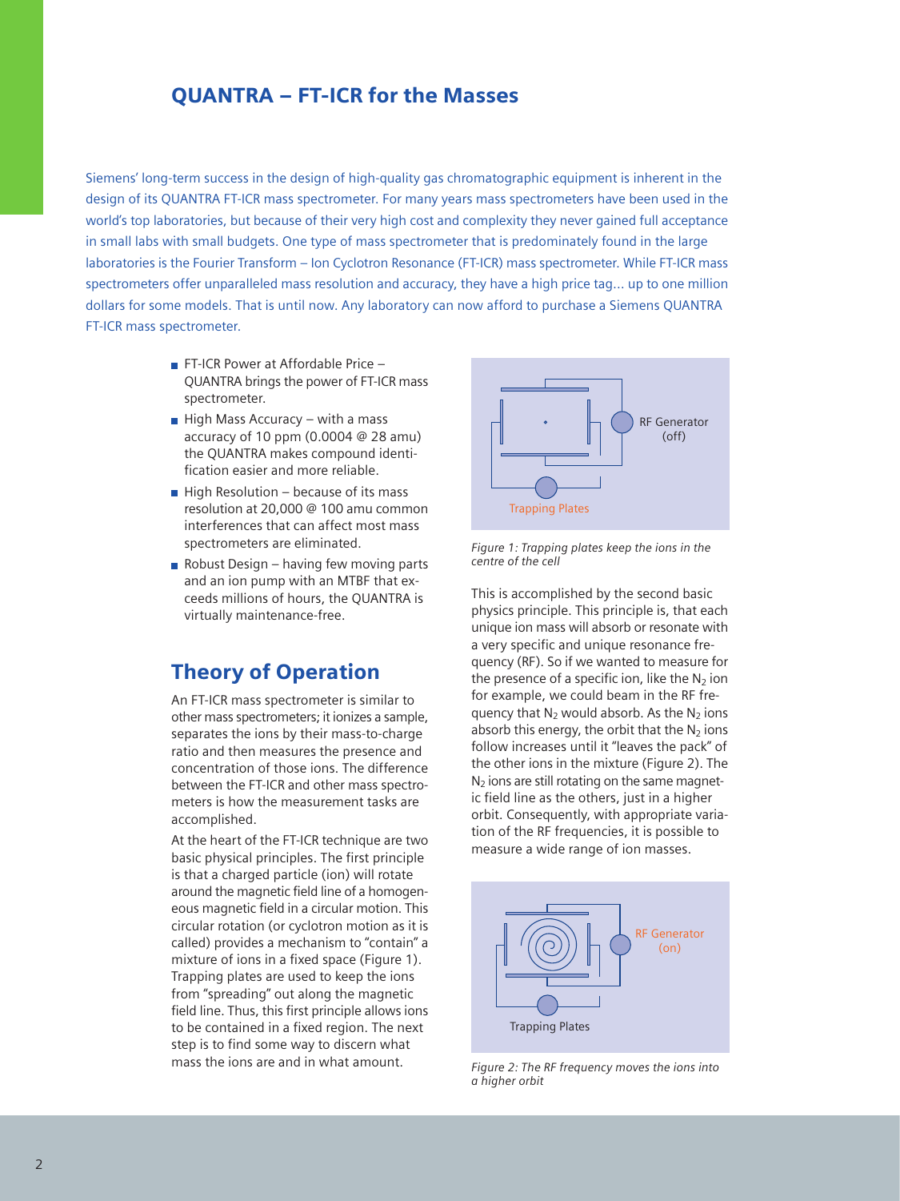# QUANTRA – FT-ICR for the Masses

Siemens' long-term success in the design of high-quality gas chromatographic equipment is inherent in the design of its QUANTRA FT-ICR mass spectrometer. For many years mass spectrometers have been used in the world's top laboratories, but because of their very high cost and complexity they never gained full acceptance in small labs with small budgets. One type of mass spectrometer that is predominately found in the large laboratories is the Fourier Transform – Ion Cyclotron Resonance (FT-ICR) mass spectrometer. While FT-ICR mass spectrometers offer unparalleled mass resolution and accuracy, they have a high price tag... up to one million dollars for some models. That is until now. Any laboratory can now afford to purchase a Siemens QUANTRA FT-ICR mass spectrometer.

- FT-ICR Power at Affordable Price – QUANTRA brings the power of FT-ICR mass spectrometer.
- High Mass Accuracy – with a mass accuracy of 10 ppm (0.0004 @ 28 amu) the QUANTRA makes compound identification easier and more reliable.
- High Resolution – because of its mass resolution at 20,000 @ 100 amu common interferences that can affect most mass spectrometers are eliminated.
- Robust Design – having few moving parts and an ion pump with an MTBF that exceeds millions of hours, the QUANTRA is virtually maintenance-free.

## Theory of Operation

An FT-ICR mass spectrometer is similar to other mass spectrometers; it ionizes a sample, separates the ions by their mass-to-charge ratio and then measures the presence and concentration of those ions. The difference between the FT-ICR and other mass spectrometers is how the measurement tasks are accomplished.

At the heart of the FT-ICR technique are two basic physical principles. The first principle is that a charged particle (ion) will rotate around the magnetic field line of a homogeneous magnetic field in a circular motion. This circular rotation (or cyclotron motion as it is called) provides a mechanism to "contain" a mixture of ions in a fixed space (Figure 1). Trapping plates are used to keep the ions from "spreading" out along the magnetic field line. Thus, this first principle allows ions to be contained in a fixed region. The next step is to find some way to discern what mass the ions are and in what amount.

RF Generator (off)

Trapping Plates

*Figure 1: Trapping plates keep the ions in the centre of the cell*

This is accomplished by the second basic physics principle. This principle is, that each unique ion mass will absorb or resonate with a very specific and unique resonance frequency (RF). So if we wanted to measure for the presence of a specific ion, like the $N_2$ ion for example, we could beam in the RF frequency that $N_2$ would absorb. As the $N_2$ ions absorb this energy, the orbit that the $N_2$ ions follow increases until it "leaves the pack" of the other ions in the mixture (Figure 2). The $N_2$ ions are still rotating on the same magnetic field line as the others, just in a higher orbit. Consequently, with appropriate variation of the RF frequencies, it is possible to measure a wide range of ion masses.

RF Generator (on)

Trapping Plates

*Figure 2: The RF frequency moves the ions into a higher orbit*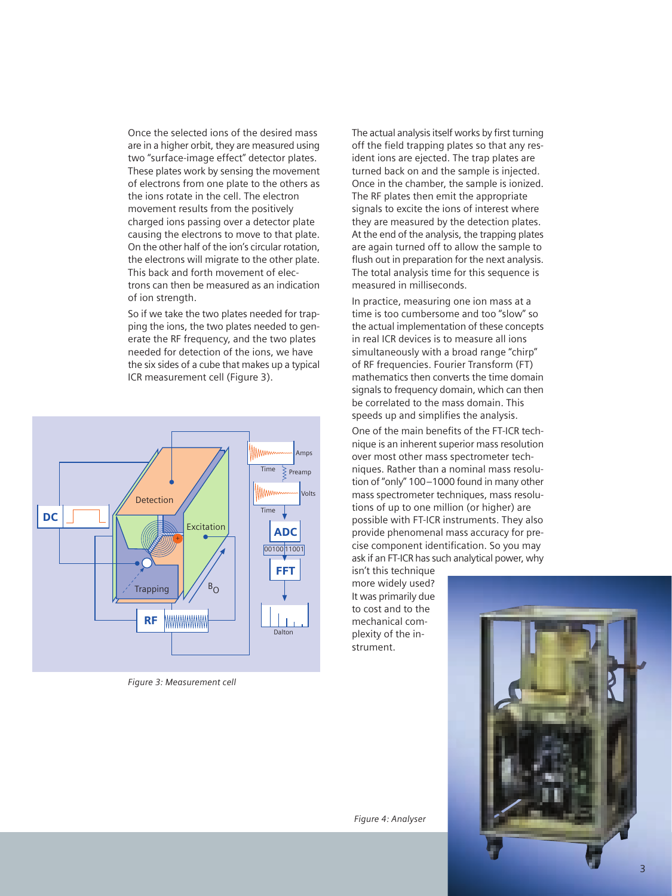Once the selected ions of the desired mass are in a higher orbit, they are measured using two "surface-image effect" detector plates. These plates work by sensing the movement of electrons from one plate to the others as the ions rotate in the cell. The electron movement results from the positively charged ions passing over a detector plate causing the electrons to move to that plate. On the other half of the ion's circular rotation, the electrons will migrate to the other plate. This back and forth movement of electrons can then be measured as an indication of ion strength.

So if we take the two plates needed for trapping the ions, the two plates needed to generate the RF frequency, and the two plates needed for detection of the ions, we have the six sides of a cube that makes up a typical ICR measurement cell (Figure 3).

*Figure 3: Measurement cell*

The actual analysis itself works by first turning off the field trapping plates so that any resident ions are ejected. The trap plates are turned back on and the sample is injected. Once in the chamber, the sample is ionized. The RF plates then emit the appropriate signals to excite the ions of interest where they are measured by the detection plates. At the end of the analysis, the trapping plates are again turned off to allow the sample to flush out in preparation for the next analysis. The total analysis time for this sequence is measured in milliseconds.

In practice, measuring one ion mass at a time is too cumbersome and too "slow" so the actual implementation of these concepts in real ICR devices is to measure all ions simultaneously with a broad range "chirp" of RF frequencies. Fourier Transform (FT) mathematics then converts the time domain signals to frequency domain, which can then be correlated to the mass domain. This speeds up and simplifies the analysis.

One of the main benefits of the FT-ICR technique is an inherent superior mass resolution over most other mass spectrometer techniques. Rather than a nominal mass resolution of "only" 100–1000 found in many other mass spectrometer techniques, mass resolutions of up to one million (or higher) are possible with FT-ICR instruments. They also provide phenomenal mass accuracy for precise component identification. So you may ask if an FT-ICR has such analytical power, why isn't this technique more widely used? It was primarily due to cost and to the mechanical complexity of the instrument.

*Figure 4: Analyser*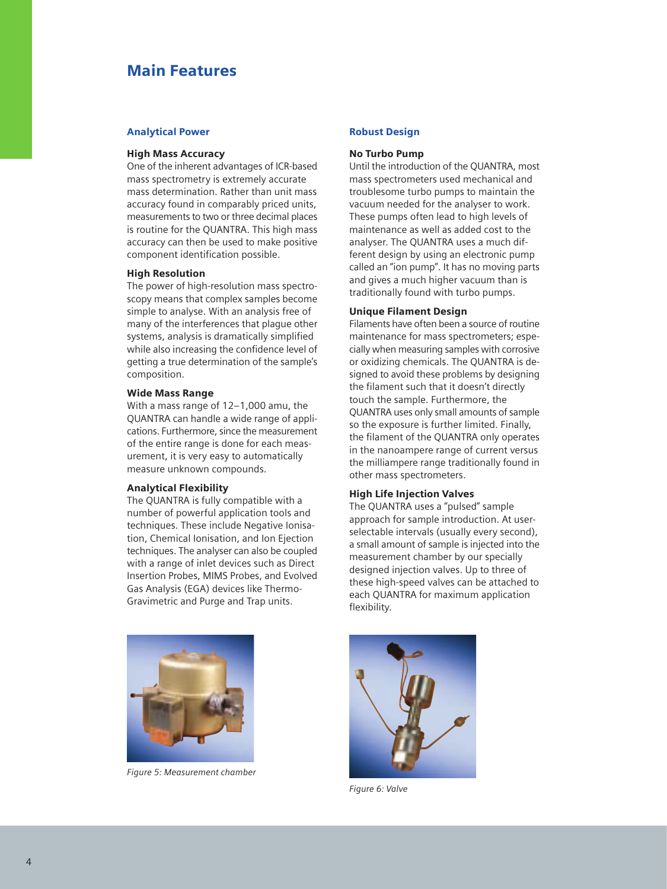# Main Features

## Analytical Power

### High Mass Accuracy

One of the inherent advantages of ICR-based mass spectrometry is extremely accurate mass determination. Rather than unit mass accuracy found in comparably priced units, measurements to two or three decimal places is routine for the QUANTRA. This high mass accuracy can then be used to make positive component identification possible.

### High Resolution

The power of high-resolution mass spectroscopy means that complex samples become simple to analyse. With an analysis free of many of the interferences that plague other systems, analysis is dramatically simplified while also increasing the confidence level of getting a true determination of the sample's composition.

### Wide Mass Range

With a mass range of 12–1,000 amu, the QUANTRA can handle a wide range of applications. Furthermore, since the measurement of the entire range is done for each measurement, it is very easy to automatically measure unknown compounds.

### Analytical Flexibility

The QUANTRA is fully compatible with a number of powerful application tools and techniques. These include Negative Ionisation, Chemical Ionisation, and Ion Ejection techniques. The analyser can also be coupled with a range of inlet devices such as Direct Insertion Probes, MIMS Probes, and Evolved Gas Analysis (EGA) devices like Thermo-Gravimetric and Purge and Trap units.

*Figure 5: Measurement chamber*

## Robust Design

### No Turbo Pump

Until the introduction of the QUANTRA, most mass spectrometers used mechanical and troublesome turbo pumps to maintain the vacuum needed for the analyser to work. These pumps often lead to high levels of maintenance as well as added cost to the analyser. The QUANTRA uses a much different design by using an electronic pump called an "ion pump". It has no moving parts and gives a much higher vacuum than is traditionally found with turbo pumps.

### Unique Filament Design

Filaments have often been a source of routine maintenance for mass spectrometers; especially when measuring samples with corrosive or oxidizing chemicals. The QUANTRA is designed to avoid these problems by designing the filament such that it doesn't directly touch the sample. Furthermore, the QUANTRA uses only small amounts of sample so the exposure is further limited. Finally, the filament of the QUANTRA only operates in the nanoampere range of current versus the milliampere range traditionally found in other mass spectrometers.

### High Life Injection Valves

The QUANTRA uses a "pulsed" sample approach for sample introduction. At user-selectable intervals (usually every second), a small amount of sample is injected into the measurement chamber by our specially designed injection valves. Up to three of these high-speed valves can be attached to each QUANTRA for maximum application flexibility.

*Figure 6: Valve*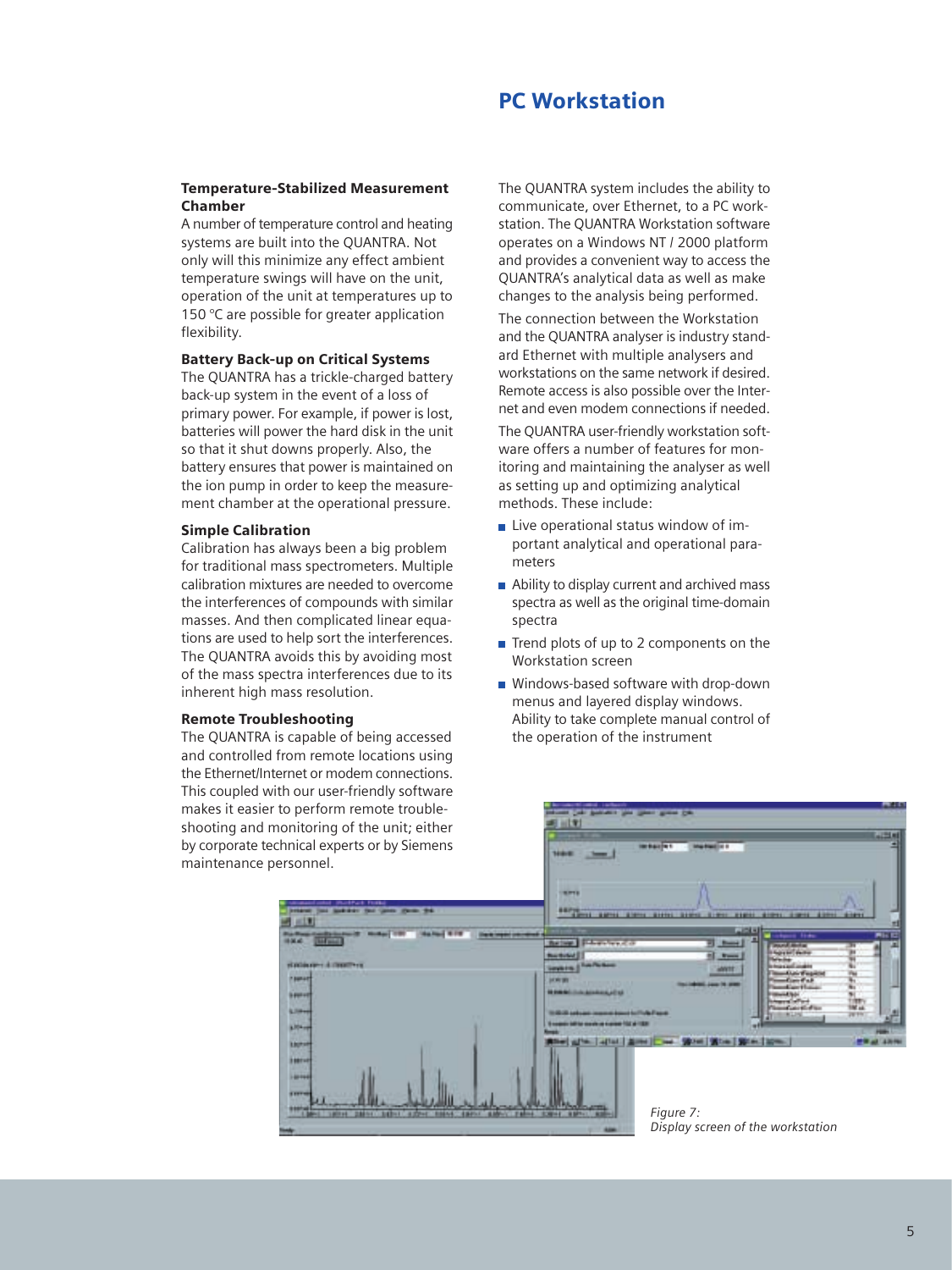## PC Workstation

### Temperature-Stabilized Measurement Chamber

A number of temperature control and heating systems are built into the QUANTRA. Not only will this minimize any effect ambient temperature swings will have on the unit, operation of the unit at temperatures up to 150 °C are possible for greater application flexibility.

### Battery Back-up on Critical Systems

The QUANTRA has a trickle-charged battery back-up system in the event of a loss of primary power. For example, if power is lost, batteries will power the hard disk in the unit so that it shut downs properly. Also, the battery ensures that power is maintained on the ion pump in order to keep the measurement chamber at the operational pressure.

### Simple Calibration

Calibration has always been a big problem for traditional mass spectrometers. Multiple calibration mixtures are needed to overcome the interferences of compounds with similar masses. And then complicated linear equations are used to help sort the interferences. The QUANTRA avoids this by avoiding most of the mass spectra interferences due to its inherent high mass resolution.

### Remote Troubleshooting

The QUANTRA is capable of being accessed and controlled from remote locations using the Ethernet/Internet or modem connections. This coupled with our user-friendly software makes it easier to perform remote troubleshooting and monitoring of the unit; either by corporate technical experts or by Siemens maintenance personnel.

The QUANTRA system includes the ability to communicate, over Ethernet, to a PC workstation. The QUANTRA Workstation software operates on a Windows NT / 2000 platform and provides a convenient way to access the QUANTRA's analytical data as well as make changes to the analysis being performed.

The connection between the Workstation and the QUANTRA analyser is industry standard Ethernet with multiple analysers and workstations on the same network if desired. Remote access is also possible over the Internet and even modem connections if needed.

The QUANTRA user-friendly workstation software offers a number of features for monitoring and maintaining the analyser as well as setting up and optimizing analytical methods. These include:

- Live operational status window of important analytical and operational parameters
- Ability to display current and archived mass spectra as well as the original time-domain spectra
- Trend plots of up to 2 components on the Workstation screen
- Windows-based software with drop-down menus and layered display windows. Ability to take complete manual control of the operation of the instrument

*Figure 7: Display screen of the workstation*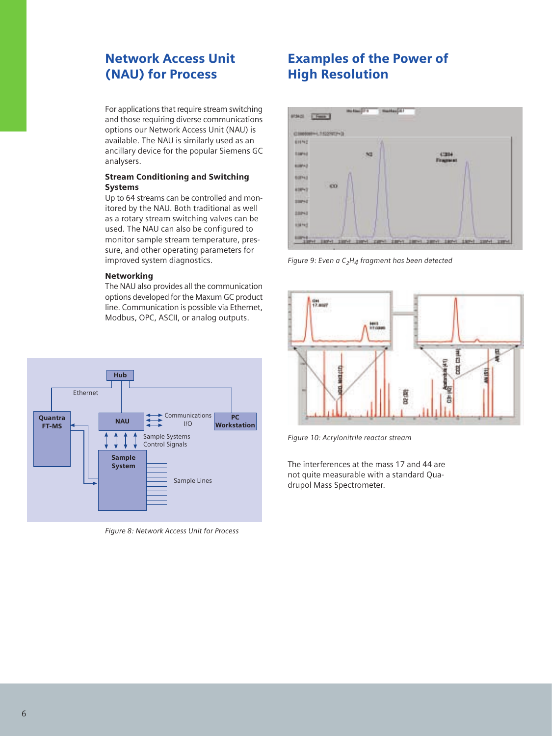## Network Access Unit (NAU) for Process

For applications that require stream switching and those requiring diverse communications options our Network Access Unit (NAU) is available. The NAU is similarly used as an ancillary device for the popular Siemens GC analysers.

### Stream Conditioning and Switching Systems

Up to 64 streams can be controlled and monitored by the NAU. Both traditional as well as a rotary stream switching valves can be used. The NAU can also be configured to monitor sample stream temperature, pressure, and other operating parameters for improved system diagnostics.

### Networking

The NAU also provides all the communication options developed for the Maxum GC product line. Communication is possible via Ethernet, Modbus, OPC, ASCII, or analog outputs.

*Figure 8: Network Access Unit for Process*

## Examples of the Power of High Resolution

*Figure 9: Even a $C_2H_4$ fragment has been detected*

*Figure 10: Acrylonitrile reactor stream*

The interferences at the mass 17 and 44 are not quite measurable with a standard Quadrupol Mass Spectrometer.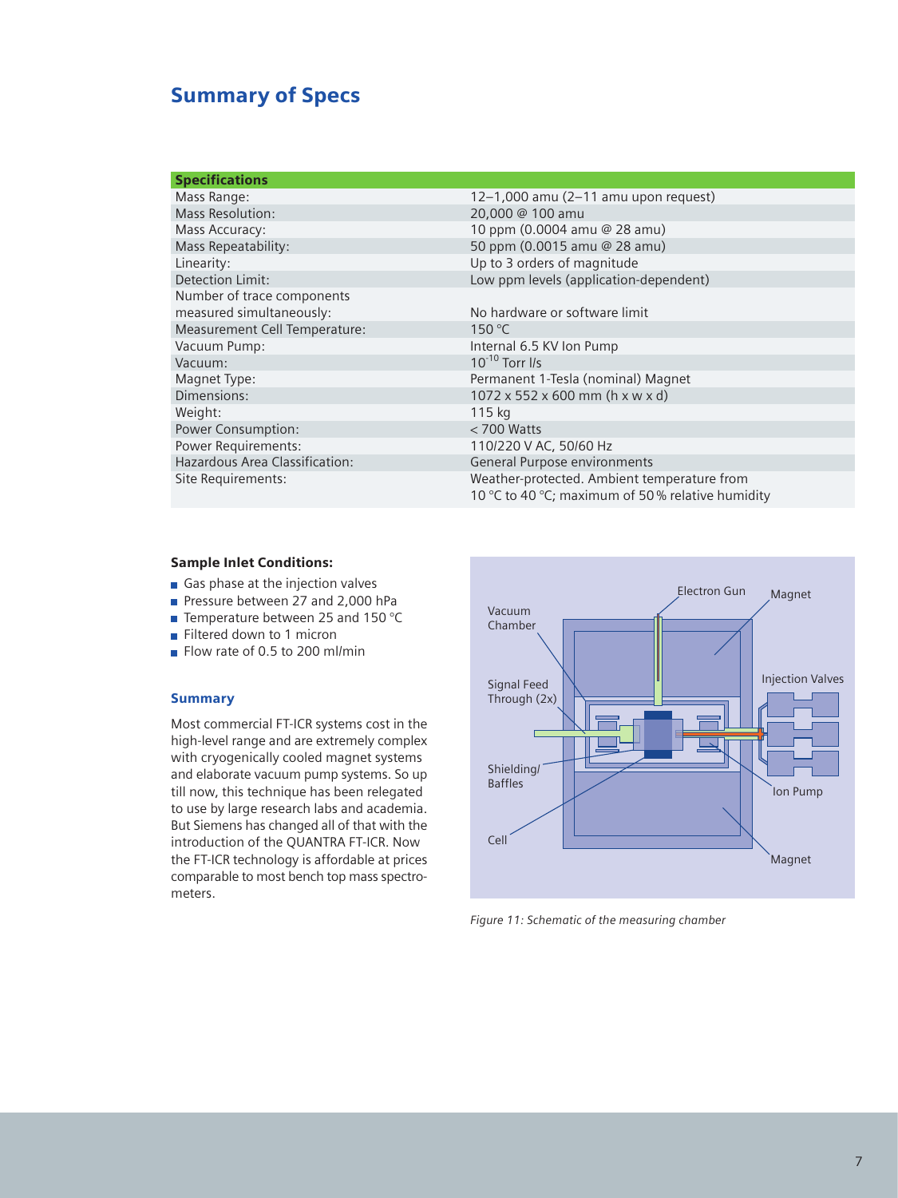## Summary of Specs

| Specifications | |
|---|---|
| Mass Range: | 12–1,000 amu (2–11 amu upon request) |
| Mass Resolution: | 20,000 @ 100 amu |
| Mass Accuracy: | 10 ppm (0.0004 amu @ 28 amu) |
| Mass Repeatability: | 50 ppm (0.0015 amu @ 28 amu) |
| Linearity: | Up to 3 orders of magnitude |
| Detection Limit: | Low ppm levels (application-dependent) |
| Number of trace components measured simultaneously: | No hardware or software limit |
| Measurement Cell Temperature: | 150 °C |
| Vacuum Pump: | Internal 6.5 KV Ion Pump |
| Vacuum: | $10^{-10}$ Torr l/s |
| Magnet Type: | Permanent 1-Tesla (nominal) Magnet |
| Dimensions: | 1072 x 552 x 600 mm (h x w x d) |
| Weight: | 115 kg |
| Power Consumption: | < 700 Watts |
| Power Requirements: | 110/220 V AC, 50/60 Hz |
| Hazardous Area Classification: | General Purpose environments |
| Site Requirements: | Weather-protected. Ambient temperature from 10 °C to 40 °C; maximum of 50 % relative humidity |

**Sample Inlet Conditions:**

- Gas phase at the injection valves
- Pressure between 27 and 2,000 hPa
- Temperature between 25 and 150 °C
- Filtered down to 1 micron
- Flow rate of 0.5 to 200 ml/min

### Summary

Most commercial FT-ICR systems cost in the high-level range and are extremely complex with cryogenically cooled magnet systems and elaborate vacuum pump systems. So up till now, this technique has been relegated to use by large research labs and academia. But Siemens has changed all of that with the introduction of the QUANTRA FT-ICR. Now the FT-ICR technology is affordable at prices comparable to most bench top mass spectrometers.

*Figure 11: Schematic of the measuring chamber*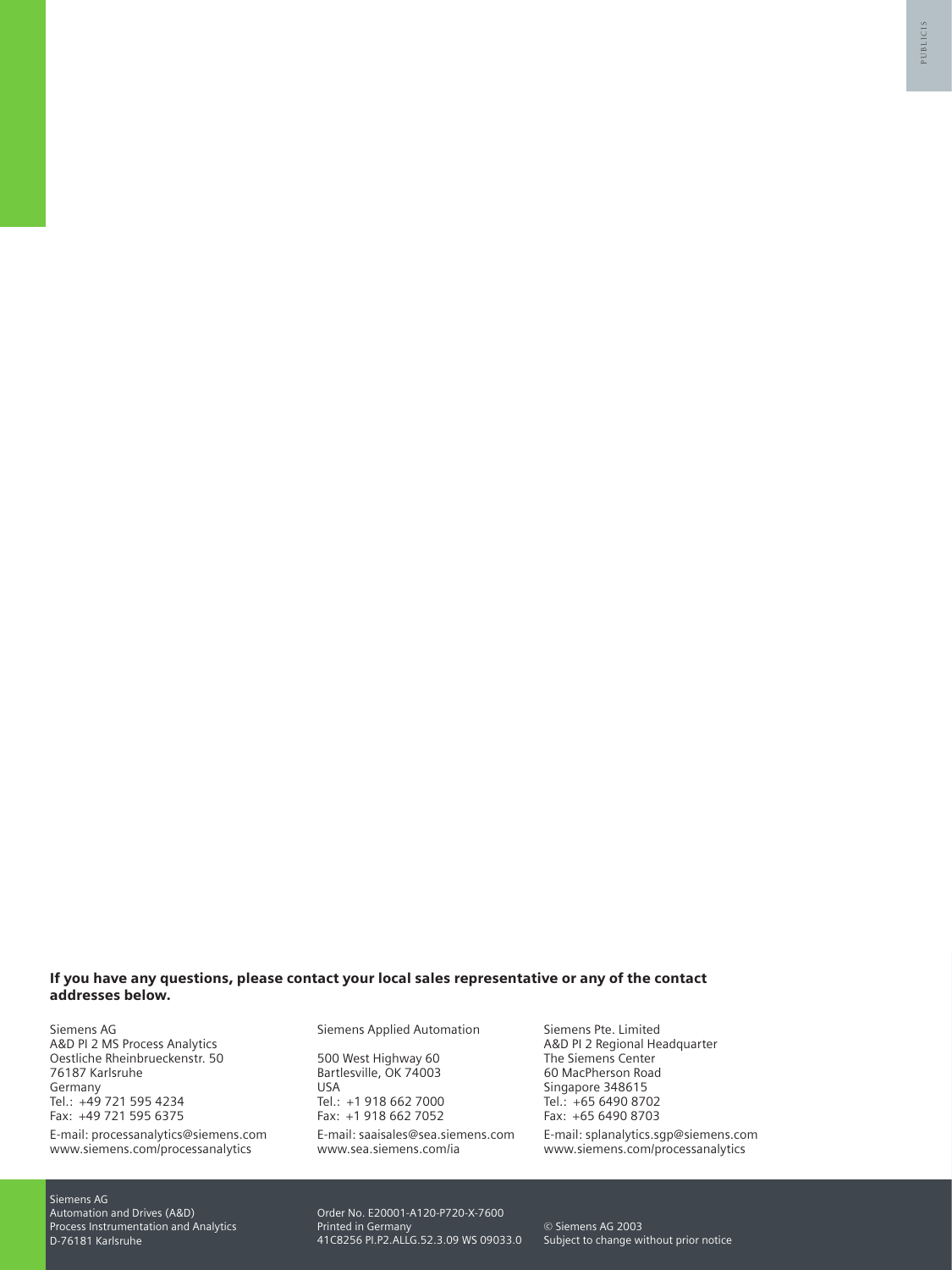**If you have any questions, please contact your local sales representative or any of the contact addresses below.**

Siemens AG
A&D PI 2 MS Process Analytics
Oestliche Rheinbrueckenstr. 50
76187 Karlsruhe
Germany
Tel.: +49 721 595 4234
Fax: +49 721 595 6375
E-mail: processanalytics@siemens.com
www.siemens.com/processanalytics

Siemens Applied Automation

500 West Highway 60
Bartlesville, OK 74003
USA
Tel.: +1 918 662 7000
Fax: +1 918 662 7052
E-mail: saaisales@sea.siemens.com
www.sea.siemens.com/ia

Siemens Pte. Limited
A&D PI 2 Regional Headquarter
The Siemens Center
60 MacPherson Road
Singapore 348615
Tel.: +65 6490 8702
Fax: +65 6490 8703
E-mail: splanalytics.sgp@siemens.com
www.siemens.com/processanalytics

Siemens AG
Automation and Drives (A&D)
Process Instrumentation and Analytics
D-76181 Karlsruhe

Order No. E20001-A120-P720-X-7600
Printed in Germany
41C8256 PI.P2.ALLG.52.3.09 WS 09033.0

© Siemens AG 2003
Subject to change without prior notice